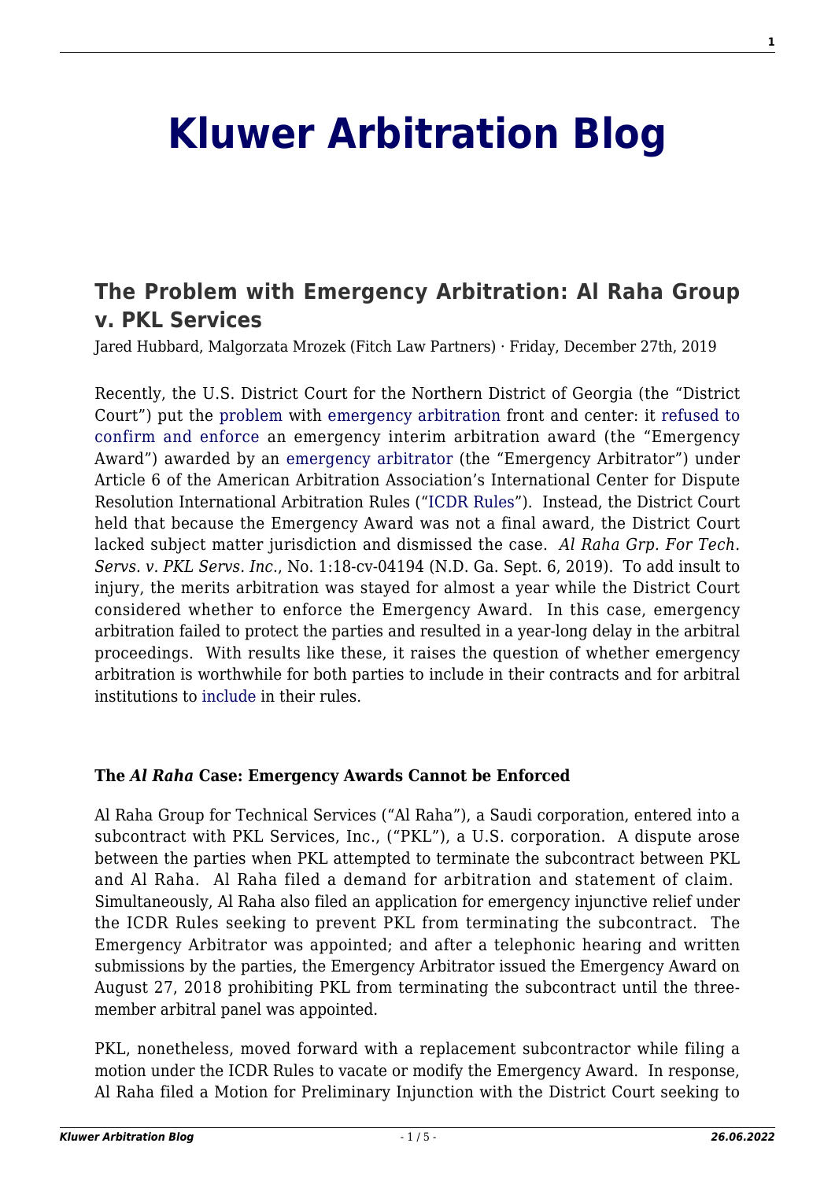# Kluwer Arbitration Blog

## The Problem with Emergency Arbitration: Al Raha Group v. PKL Services

Jared Hubbard, Malgorzata Mrozek (Fitch Law Partners) · Friday, December 27th, 2019

Recently, the U.S. District Court for the Northern District of Georgia (the "District Court") put the problem with emergency arbitration front and center: it refused to confirm and enforce an emergency interim arbitration award (the "Emergency Award") awarded by an emergency arbitrator (the "Emergency Arbitrator") under Article 6 of the American Arbitration Association's International Center for Dispute Resolution International Arbitration Rules ("ICDR Rules"). Instead, the District Court held that because the Emergency Award was not a final award, the District Court lacked subject matter jurisdiction and dismissed the case. *Al Raha Grp. For Tech. Servs. v. PKL Servs. Inc.*, No. 1:18-cv-04194 (N.D. Ga. Sept. 6, 2019). To add insult to injury, the merits arbitration was stayed for almost a year while the District Court considered whether to enforce the Emergency Award. In this case, emergency arbitration failed to protect the parties and resulted in a year-long delay in the arbitral proceedings. With results like these, it raises the question of whether emergency arbitration is worthwhile for both parties to include in their contracts and for arbitral institutions to include in their rules.

**The *Al Raha* Case: Emergency Awards Cannot be Enforced**

Al Raha Group for Technical Services ("Al Raha"), a Saudi corporation, entered into a subcontract with PKL Services, Inc., ("PKL"), a U.S. corporation. A dispute arose between the parties when PKL attempted to terminate the subcontract between PKL and Al Raha. Al Raha filed a demand for arbitration and statement of claim. Simultaneously, Al Raha also filed an application for emergency injunctive relief under the ICDR Rules seeking to prevent PKL from terminating the subcontract. The Emergency Arbitrator was appointed; and after a telephonic hearing and written submissions by the parties, the Emergency Arbitrator issued the Emergency Award on August 27, 2018 prohibiting PKL from terminating the subcontract until the three-member arbitral panel was appointed.

PKL, nonetheless, moved forward with a replacement subcontractor while filing a motion under the ICDR Rules to vacate or modify the Emergency Award. In response, Al Raha filed a Motion for Preliminary Injunction with the District Court seeking to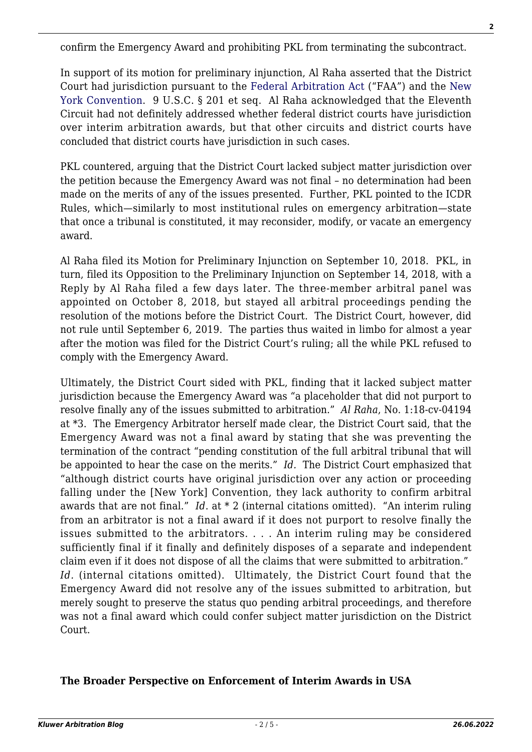confirm the Emergency Award and prohibiting PKL from terminating the subcontract.

In support of its motion for preliminary injunction, Al Raha asserted that the District Court had jurisdiction pursuant to the Federal Arbitration Act ("FAA") and the New York Convention. 9 U.S.C. § 201 et seq. Al Raha acknowledged that the Eleventh Circuit had not definitely addressed whether federal district courts have jurisdiction over interim arbitration awards, but that other circuits and district courts have concluded that district courts have jurisdiction in such cases.

PKL countered, arguing that the District Court lacked subject matter jurisdiction over the petition because the Emergency Award was not final – no determination had been made on the merits of any of the issues presented. Further, PKL pointed to the ICDR Rules, which—similarly to most institutional rules on emergency arbitration—state that once a tribunal is constituted, it may reconsider, modify, or vacate an emergency award.

Al Raha filed its Motion for Preliminary Injunction on September 10, 2018. PKL, in turn, filed its Opposition to the Preliminary Injunction on September 14, 2018, with a Reply by Al Raha filed a few days later. The three-member arbitral panel was appointed on October 8, 2018, but stayed all arbitral proceedings pending the resolution of the motions before the District Court. The District Court, however, did not rule until September 6, 2019. The parties thus waited in limbo for almost a year after the motion was filed for the District Court's ruling; all the while PKL refused to comply with the Emergency Award.

Ultimately, the District Court sided with PKL, finding that it lacked subject matter jurisdiction because the Emergency Award was "a placeholder that did not purport to resolve finally any of the issues submitted to arbitration." *Al Raha*, No. 1:18-cv-04194 at *3. The Emergency Arbitrator herself made clear, the District Court said, that the Emergency Award was not a final award by stating that she was preventing the termination of the contract "pending constitution of the full arbitral tribunal that will be appointed to hear the case on the merits." *Id.* The District Court emphasized that "although district courts have original jurisdiction over any action or proceeding falling under the [New York] Convention, they lack authority to confirm arbitral awards that are not final." *Id*. at * 2 (internal citations omitted). "An interim ruling from an arbitrator is not a final award if it does not purport to resolve finally the issues submitted to the arbitrators. . . . An interim ruling may be considered sufficiently final if it finally and definitely disposes of a separate and independent claim even if it does not dispose of all the claims that were submitted to arbitration." *Id*. (internal citations omitted). Ultimately, the District Court found that the Emergency Award did not resolve any of the issues submitted to arbitration, but merely sought to preserve the status quo pending arbitral proceedings, and therefore was not a final award which could confer subject matter jurisdiction on the District Court.

## The Broader Perspective on Enforcement of Interim Awards in USA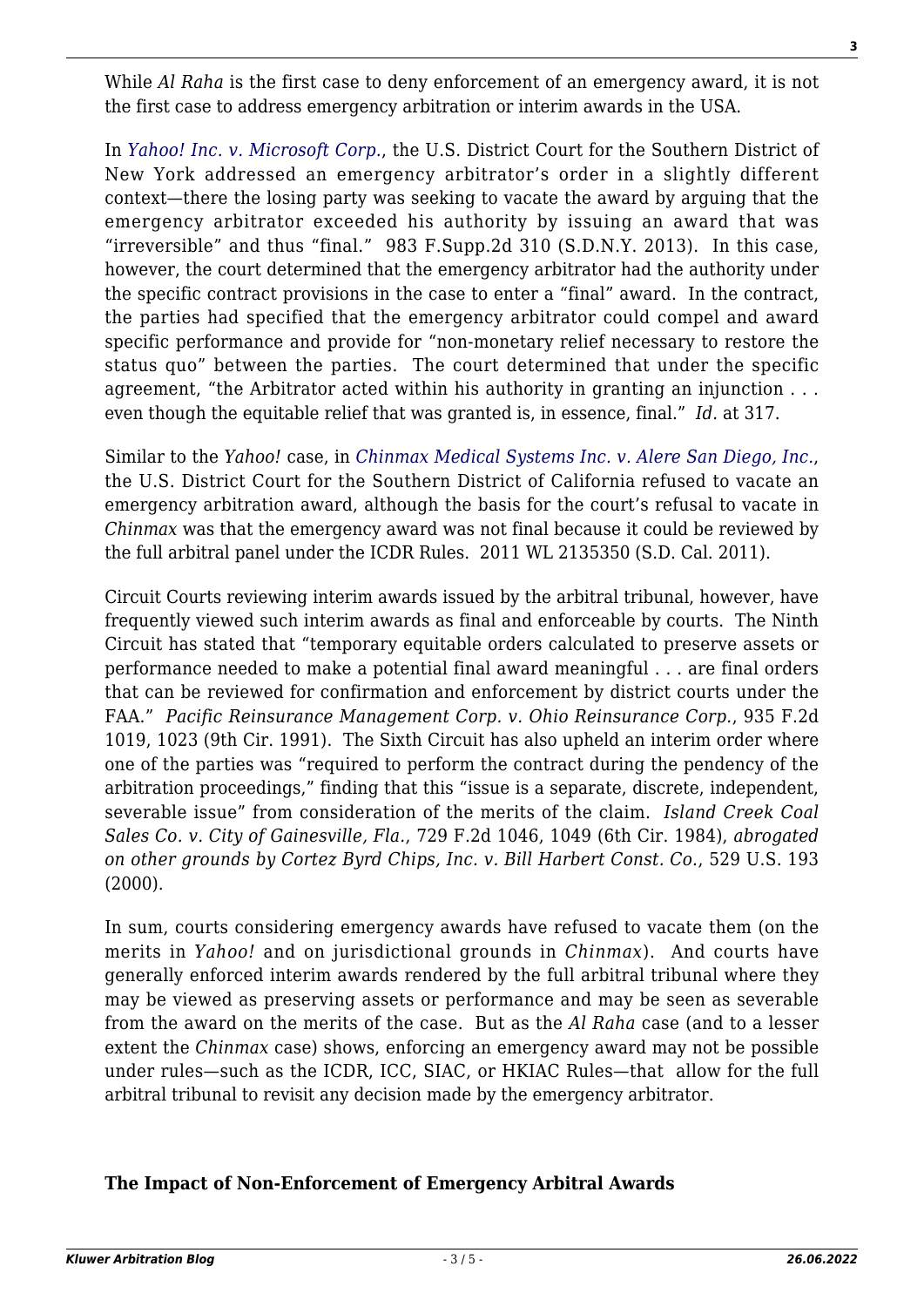While *Al Raha* is the first case to deny enforcement of an emergency award, it is not the first case to address emergency arbitration or interim awards in the USA.

In *Yahoo! Inc. v. Microsoft Corp.*, the U.S. District Court for the Southern District of New York addressed an emergency arbitrator's order in a slightly different context—there the losing party was seeking to vacate the award by arguing that the emergency arbitrator exceeded his authority by issuing an award that was "irreversible" and thus "final." 983 F.Supp.2d 310 (S.D.N.Y. 2013). In this case, however, the court determined that the emergency arbitrator had the authority under the specific contract provisions in the case to enter a "final" award. In the contract, the parties had specified that the emergency arbitrator could compel and award specific performance and provide for "non-monetary relief necessary to restore the status quo" between the parties. The court determined that under the specific agreement, "the Arbitrator acted within his authority in granting an injunction . . . even though the equitable relief that was granted is, in essence, final." *Id.* at 317.

Similar to the *Yahoo!* case, in *Chinmax Medical Systems Inc. v. Alere San Diego, Inc.*, the U.S. District Court for the Southern District of California refused to vacate an emergency arbitration award, although the basis for the court's refusal to vacate in *Chinmax* was that the emergency award was not final because it could be reviewed by the full arbitral panel under the ICDR Rules. 2011 WL 2135350 (S.D. Cal. 2011).

Circuit Courts reviewing interim awards issued by the arbitral tribunal, however, have frequently viewed such interim awards as final and enforceable by courts. The Ninth Circuit has stated that "temporary equitable orders calculated to preserve assets or performance needed to make a potential final award meaningful . . . are final orders that can be reviewed for confirmation and enforcement by district courts under the FAA." *Pacific Reinsurance Management Corp. v. Ohio Reinsurance Corp.*, 935 F.2d 1019, 1023 (9th Cir. 1991). The Sixth Circuit has also upheld an interim order where one of the parties was "required to perform the contract during the pendency of the arbitration proceedings," finding that this "issue is a separate, discrete, independent, severable issue" from consideration of the merits of the claim. *Island Creek Coal Sales Co. v. City of Gainesville, Fla.*, 729 F.2d 1046, 1049 (6th Cir. 1984), *abrogated on other grounds by Cortez Byrd Chips, Inc. v. Bill Harbert Const. Co.*, 529 U.S. 193 (2000).

In sum, courts considering emergency awards have refused to vacate them (on the merits in *Yahoo!* and on jurisdictional grounds in *Chinmax*). And courts have generally enforced interim awards rendered by the full arbitral tribunal where they may be viewed as preserving assets or performance and may be seen as severable from the award on the merits of the case. But as the *Al Raha* case (and to a lesser extent the *Chinmax* case) shows, enforcing an emergency award may not be possible under rules—such as the ICDR, ICC, SIAC, or HKIAC Rules—that allow for the full arbitral tribunal to revisit any decision made by the emergency arbitrator.

**The Impact of Non-Enforcement of Emergency Arbitral Awards**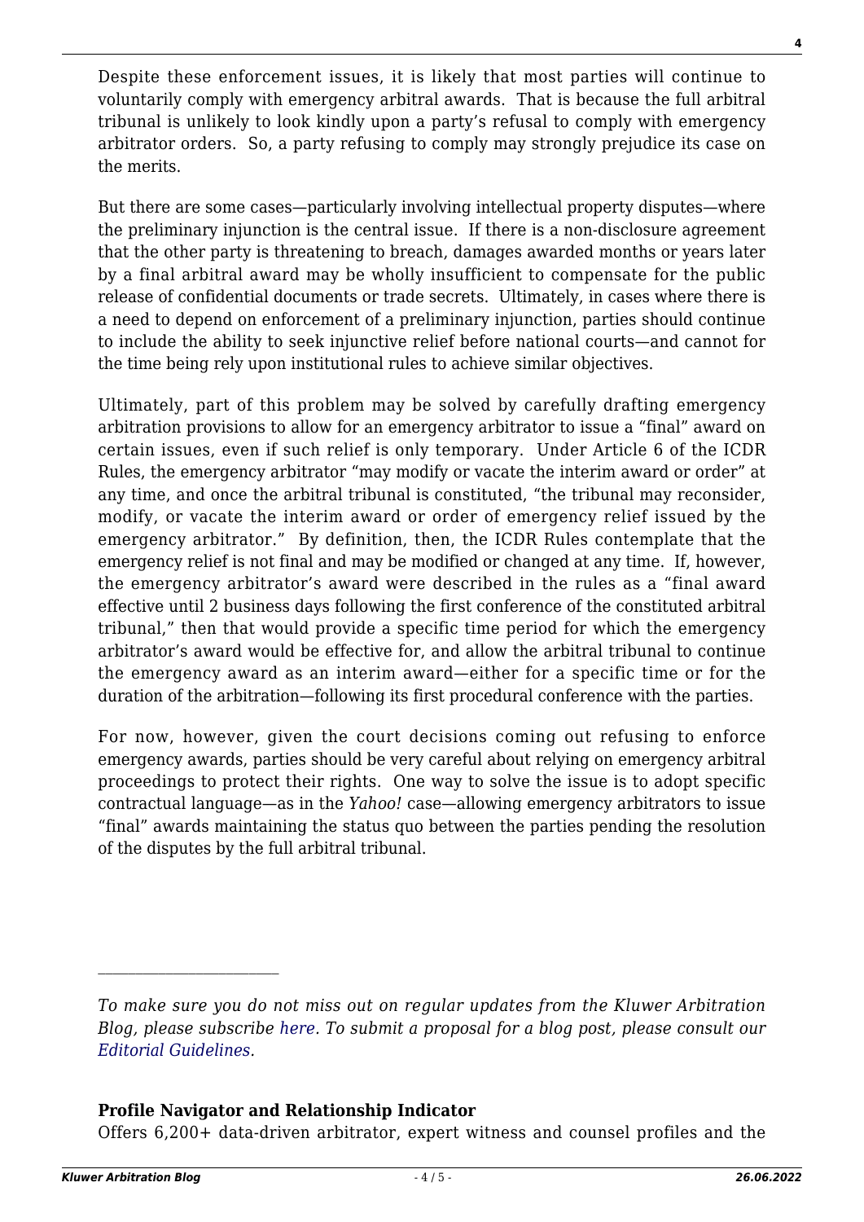Despite these enforcement issues, it is likely that most parties will continue to voluntarily comply with emergency arbitral awards. That is because the full arbitral tribunal is unlikely to look kindly upon a party's refusal to comply with emergency arbitrator orders. So, a party refusing to comply may strongly prejudice its case on the merits.

But there are some cases—particularly involving intellectual property disputes—where the preliminary injunction is the central issue. If there is a non-disclosure agreement that the other party is threatening to breach, damages awarded months or years later by a final arbitral award may be wholly insufficient to compensate for the public release of confidential documents or trade secrets. Ultimately, in cases where there is a need to depend on enforcement of a preliminary injunction, parties should continue to include the ability to seek injunctive relief before national courts—and cannot for the time being rely upon institutional rules to achieve similar objectives.

Ultimately, part of this problem may be solved by carefully drafting emergency arbitration provisions to allow for an emergency arbitrator to issue a "final" award on certain issues, even if such relief is only temporary. Under Article 6 of the ICDR Rules, the emergency arbitrator "may modify or vacate the interim award or order" at any time, and once the arbitral tribunal is constituted, "the tribunal may reconsider, modify, or vacate the interim award or order of emergency relief issued by the emergency arbitrator." By definition, then, the ICDR Rules contemplate that the emergency relief is not final and may be modified or changed at any time. If, however, the emergency arbitrator's award were described in the rules as a "final award effective until 2 business days following the first conference of the constituted arbitral tribunal," then that would provide a specific time period for which the emergency arbitrator's award would be effective for, and allow the arbitral tribunal to continue the emergency award as an interim award—either for a specific time or for the duration of the arbitration—following its first procedural conference with the parties.

For now, however, given the court decisions coming out refusing to enforce emergency awards, parties should be very careful about relying on emergency arbitral proceedings to protect their rights. One way to solve the issue is to adopt specific contractual language—as in the *Yahoo!* case—allowing emergency arbitrators to issue "final" awards maintaining the status quo between the parties pending the resolution of the disputes by the full arbitral tribunal.

---

*To make sure you do not miss out on regular updates from the Kluwer Arbitration Blog, please subscribe here. To submit a proposal for a blog post, please consult our Editorial Guidelines.*

**Profile Navigator and Relationship Indicator**

Offers 6,200+ data-driven arbitrator, expert witness and counsel profiles and the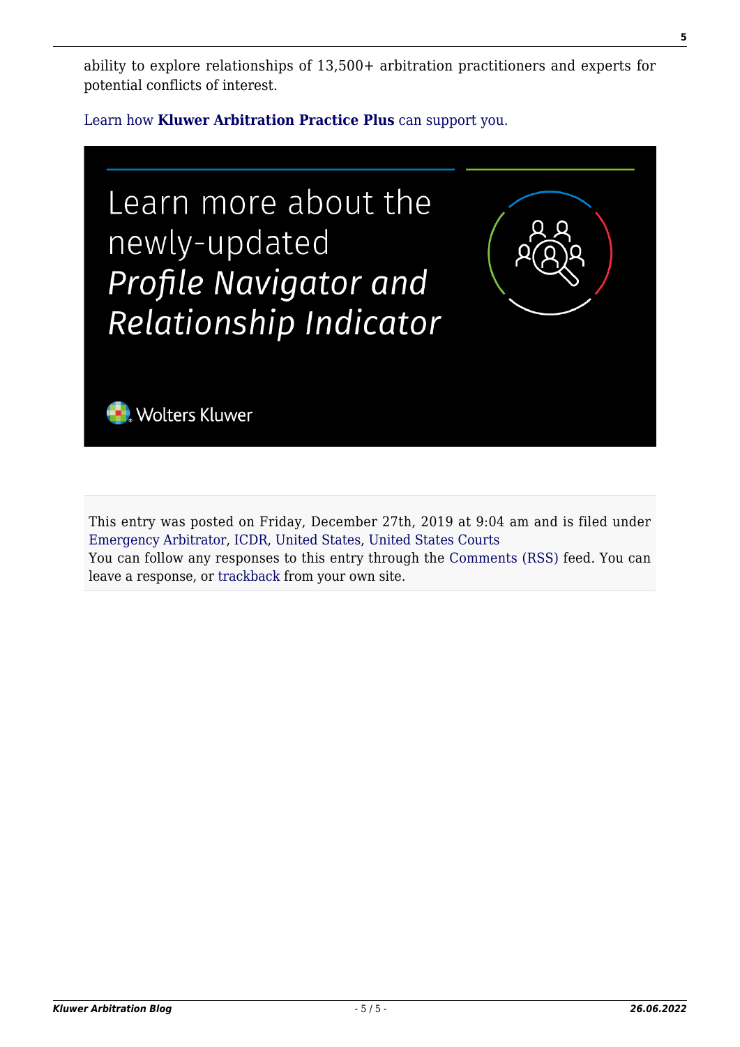ability to explore relationships of 13,500+ arbitration practitioners and experts for potential conflicts of interest.

Learn how **Kluwer Arbitration Practice Plus** can support you.

Learn more about the newly-updated *Profile Navigator and Relationship Indicator*

Wolters Kluwer

This entry was posted on Friday, December 27th, 2019 at 9:04 am and is filed under Emergency Arbitrator, ICDR, United States, United States Courts
You can follow any responses to this entry through the Comments (RSS) feed. You can leave a response, or trackback from your own site.